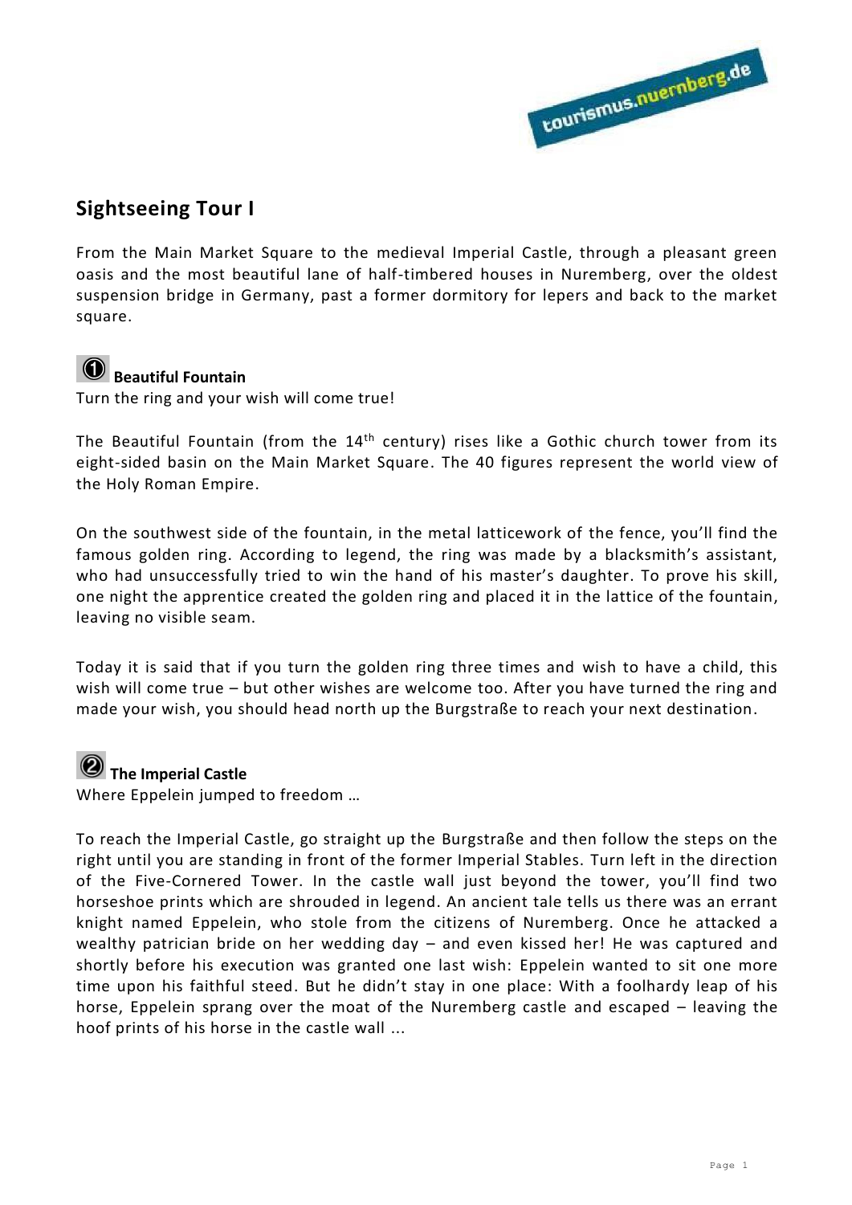## Sightseeing Tour I

From the Main Market Square to the medieval Imperial Castle, through a pleasant green oasis and the most beautiful lane of half-timbered houses in Nuremberg, over the oldest suspension bridge in Germany, past a former dormitory for lepers and back to the market square.

### ① Beautiful Fountain

Turn the ring and your wish will come true!

The Beautiful Fountain (from the 14th century) rises like a Gothic church tower from its eight-sided basin on the Main Market Square. The 40 figures represent the world view of the Holy Roman Empire.

On the southwest side of the fountain, in the metal latticework of the fence, you'll find the famous golden ring. According to legend, the ring was made by a blacksmith's assistant, who had unsuccessfully tried to win the hand of his master's daughter. To prove his skill, one night the apprentice created the golden ring and placed it in the lattice of the fountain, leaving no visible seam.

Today it is said that if you turn the golden ring three times and wish to have a child, this wish will come true – but other wishes are welcome too. After you have turned the ring and made your wish, you should head north up the Burgstraße to reach your next destination.

### ② The Imperial Castle

Where Eppelein jumped to freedom …

To reach the Imperial Castle, go straight up the Burgstraße and then follow the steps on the right until you are standing in front of the former Imperial Stables. Turn left in the direction of the Five-Cornered Tower. In the castle wall just beyond the tower, you'll find two horseshoe prints which are shrouded in legend. An ancient tale tells us there was an errant knight named Eppelein, who stole from the citizens of Nuremberg. Once he attacked a wealthy patrician bride on her wedding day – and even kissed her! He was captured and shortly before his execution was granted one last wish: Eppelein wanted to sit one more time upon his faithful steed. But he didn't stay in one place: With a foolhardy leap of his horse, Eppelein sprang over the moat of the Nuremberg castle and escaped – leaving the hoof prints of his horse in the castle wall ...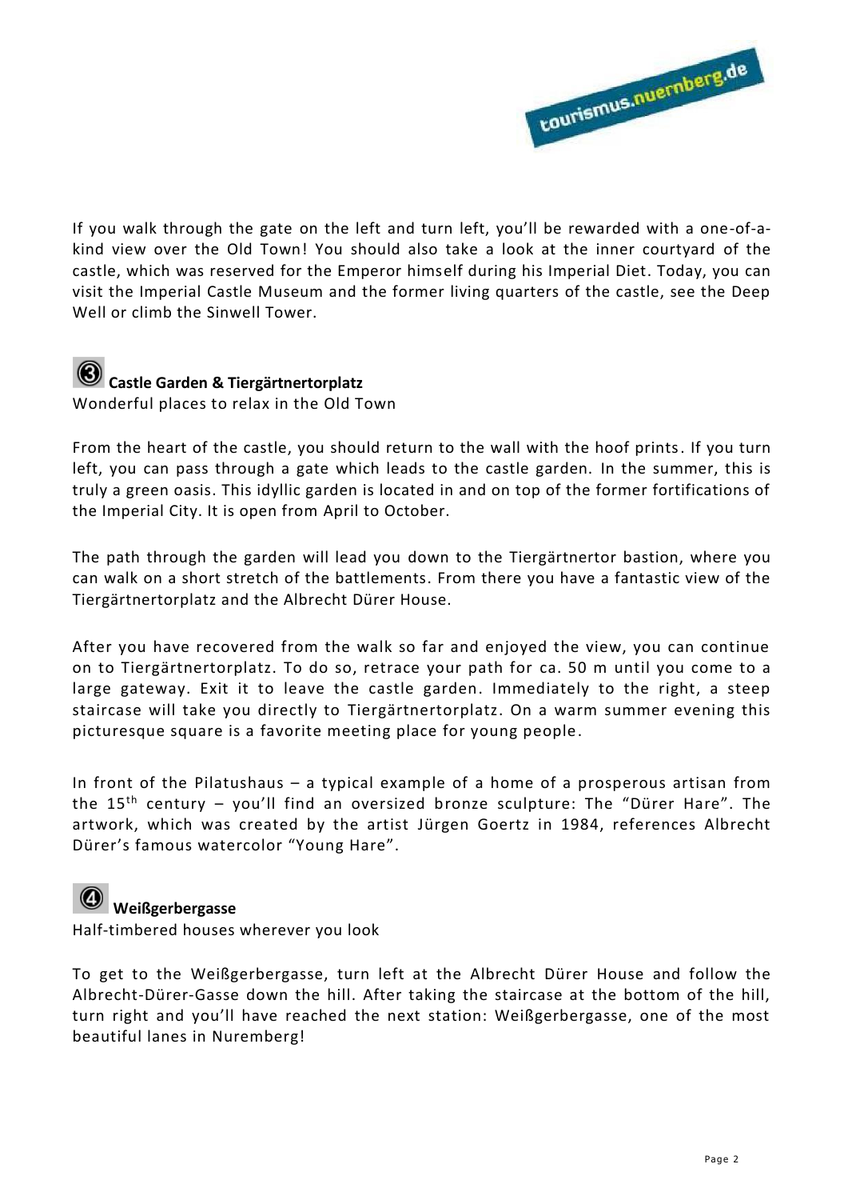If you walk through the gate on the left and turn left, you'll be rewarded with a one-of-a-kind view over the Old Town! You should also take a look at the inner courtyard of the castle, which was reserved for the Emperor himself during his Imperial Diet. Today, you can visit the Imperial Castle Museum and the former living quarters of the castle, see the Deep Well or climb the Sinwell Tower.

## ③ Castle Garden & Tiergärtnertorplatz

Wonderful places to relax in the Old Town

From the heart of the castle, you should return to the wall with the hoof prints. If you turn left, you can pass through a gate which leads to the castle garden. In the summer, this is truly a green oasis. This idyllic garden is located in and on top of the former fortifications of the Imperial City. It is open from April to October.

The path through the garden will lead you down to the Tiergärtnertor bastion, where you can walk on a short stretch of the battlements. From there you have a fantastic view of the Tiergärtnertorplatz and the Albrecht Dürer House.

After you have recovered from the walk so far and enjoyed the view, you can continue on to Tiergärtnertorplatz. To do so, retrace your path for ca. 50 m until you come to a large gateway. Exit it to leave the castle garden. Immediately to the right, a steep staircase will take you directly to Tiergärtnertorplatz. On a warm summer evening this picturesque square is a favorite meeting place for young people.

In front of the Pilatushaus – a typical example of a home of a prosperous artisan from the 15th century – you'll find an oversized bronze sculpture: The "Dürer Hare". The artwork, which was created by the artist Jürgen Goertz in 1984, references Albrecht Dürer's famous watercolor "Young Hare".

## ④ Weißgerbergasse

Half-timbered houses wherever you look

To get to the Weißgerbergasse, turn left at the Albrecht Dürer House and follow the Albrecht-Dürer-Gasse down the hill. After taking the staircase at the bottom of the hill, turn right and you'll have reached the next station: Weißgerbergasse, one of the most beautiful lanes in Nuremberg!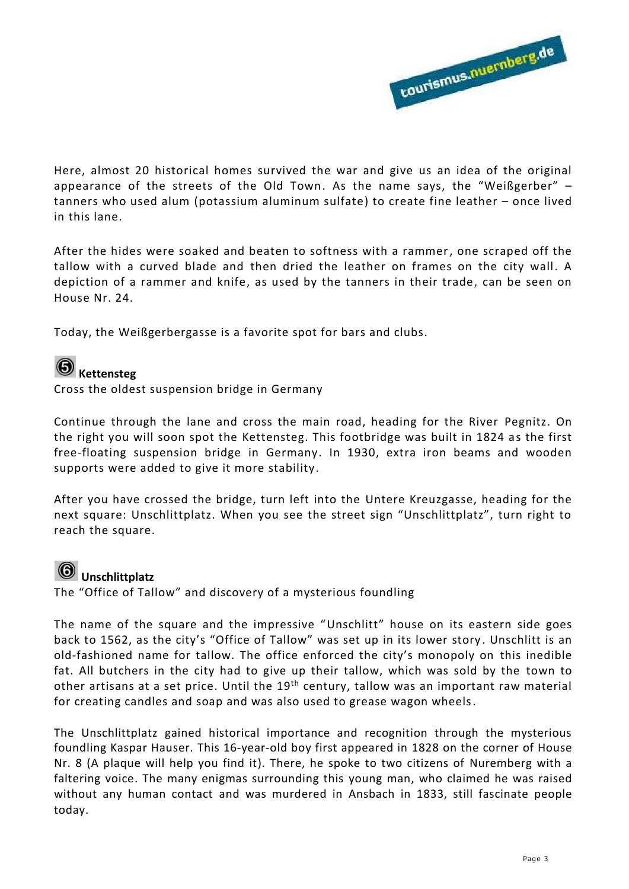Here, almost 20 historical homes survived the war and give us an idea of the original appearance of the streets of the Old Town. As the name says, the "Weißgerber" – tanners who used alum (potassium aluminum sulfate) to create fine leather – once lived in this lane.

After the hides were soaked and beaten to softness with a rammer, one scraped off the tallow with a curved blade and then dried the leather on frames on the city wall. A depiction of a rammer and knife, as used by the tanners in their trade, can be seen on House Nr. 24.

Today, the Weißgerbergasse is a favorite spot for bars and clubs.

## ⑤ Kettensteg

Cross the oldest suspension bridge in Germany

Continue through the lane and cross the main road, heading for the River Pegnitz. On the right you will soon spot the Kettensteg. This footbridge was built in 1824 as the first free-floating suspension bridge in Germany. In 1930, extra iron beams and wooden supports were added to give it more stability.

After you have crossed the bridge, turn left into the Untere Kreuzgasse, heading for the next square: Unschlittplatz. When you see the street sign "Unschlittplatz", turn right to reach the square.

## ⑥ Unschlittplatz

The "Office of Tallow" and discovery of a mysterious foundling

The name of the square and the impressive "Unschlitt" house on its eastern side goes back to 1562, as the city's "Office of Tallow" was set up in its lower story. Unschlitt is an old-fashioned name for tallow. The office enforced the city's monopoly on this inedible fat. All butchers in the city had to give up their tallow, which was sold by the town to other artisans at a set price. Until the 19th century, tallow was an important raw material for creating candles and soap and was also used to grease wagon wheels.

The Unschlittplatz gained historical importance and recognition through the mysterious foundling Kaspar Hauser. This 16-year-old boy first appeared in 1828 on the corner of House Nr. 8 (A plaque will help you find it). There, he spoke to two citizens of Nuremberg with a faltering voice. The many enigmas surrounding this young man, who claimed he was raised without any human contact and was murdered in Ansbach in 1833, still fascinate people today.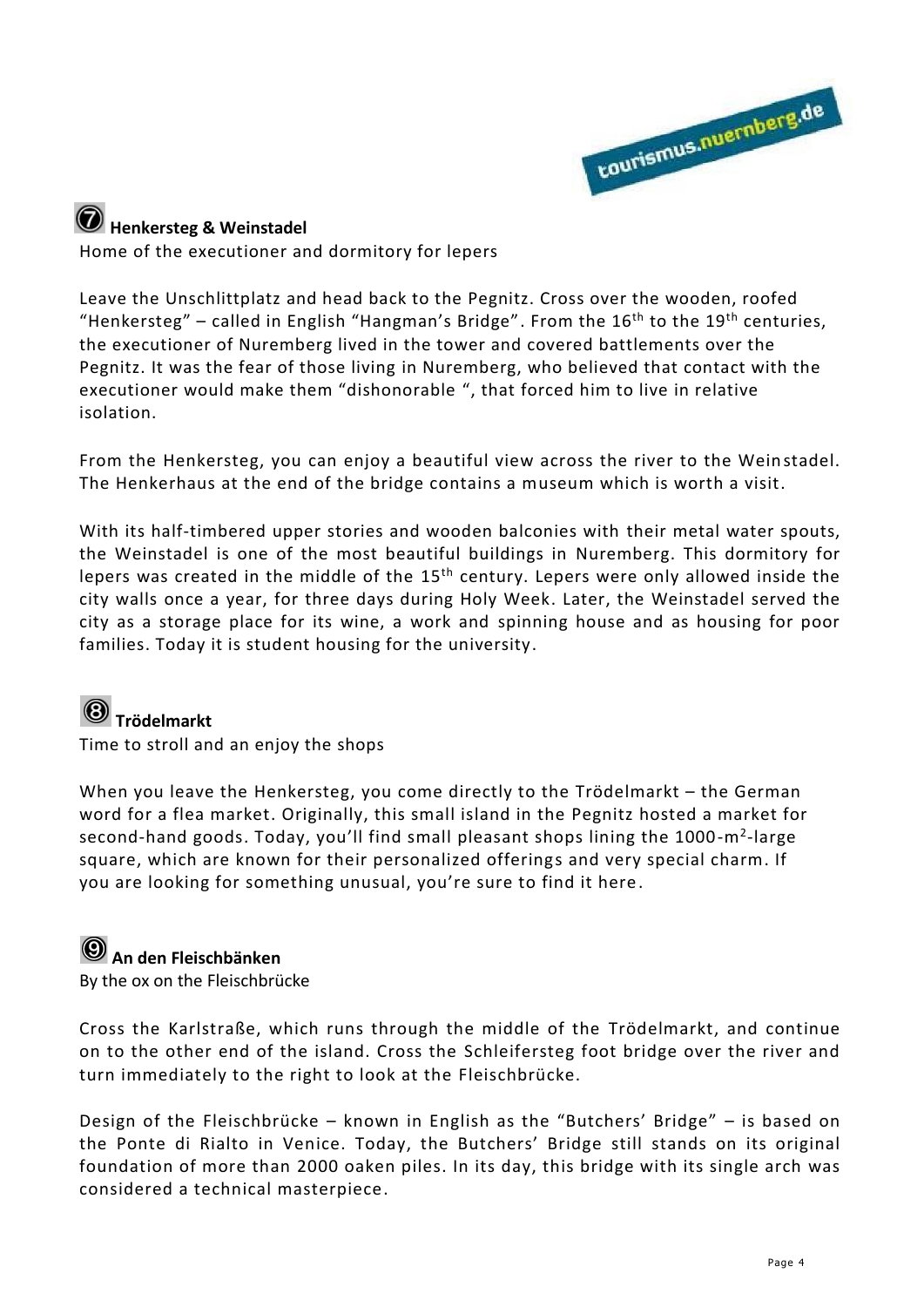## ⑦ Henkersteg & Weinstadel

Home of the executioner and dormitory for lepers

Leave the Unschlittplatz and head back to the Pegnitz. Cross over the wooden, roofed "Henkersteg" – called in English "Hangman's Bridge". From the 16th to the 19th centuries, the executioner of Nuremberg lived in the tower and covered battlements over the Pegnitz. It was the fear of those living in Nuremberg, who believed that contact with the executioner would make them "dishonorable ", that forced him to live in relative isolation.

From the Henkersteg, you can enjoy a beautiful view across the river to the Weinstadel. The Henkerhaus at the end of the bridge contains a museum which is worth a visit.

With its half-timbered upper stories and wooden balconies with their metal water spouts, the Weinstadel is one of the most beautiful buildings in Nuremberg. This dormitory for lepers was created in the middle of the 15th century. Lepers were only allowed inside the city walls once a year, for three days during Holy Week. Later, the Weinstadel served the city as a storage place for its wine, a work and spinning house and as housing for poor families. Today it is student housing for the university.

## ⑧ Trödelmarkt

Time to stroll and an enjoy the shops

When you leave the Henkersteg, you come directly to the Trödelmarkt – the German word for a flea market. Originally, this small island in the Pegnitz hosted a market for second-hand goods. Today, you'll find small pleasant shops lining the 1000-m$^2$-large square, which are known for their personalized offerings and very special charm. If you are looking for something unusual, you're sure to find it here.

## ⑨ An den Fleischbänken

By the ox on the Fleischbrücke

Cross the Karlstraße, which runs through the middle of the Trödelmarkt, and continue on to the other end of the island. Cross the Schleifersteg foot bridge over the river and turn immediately to the right to look at the Fleischbrücke.

Design of the Fleischbrücke – known in English as the "Butchers' Bridge" – is based on the Ponte di Rialto in Venice. Today, the Butchers' Bridge still stands on its original foundation of more than 2000 oaken piles. In its day, this bridge with its single arch was considered a technical masterpiece.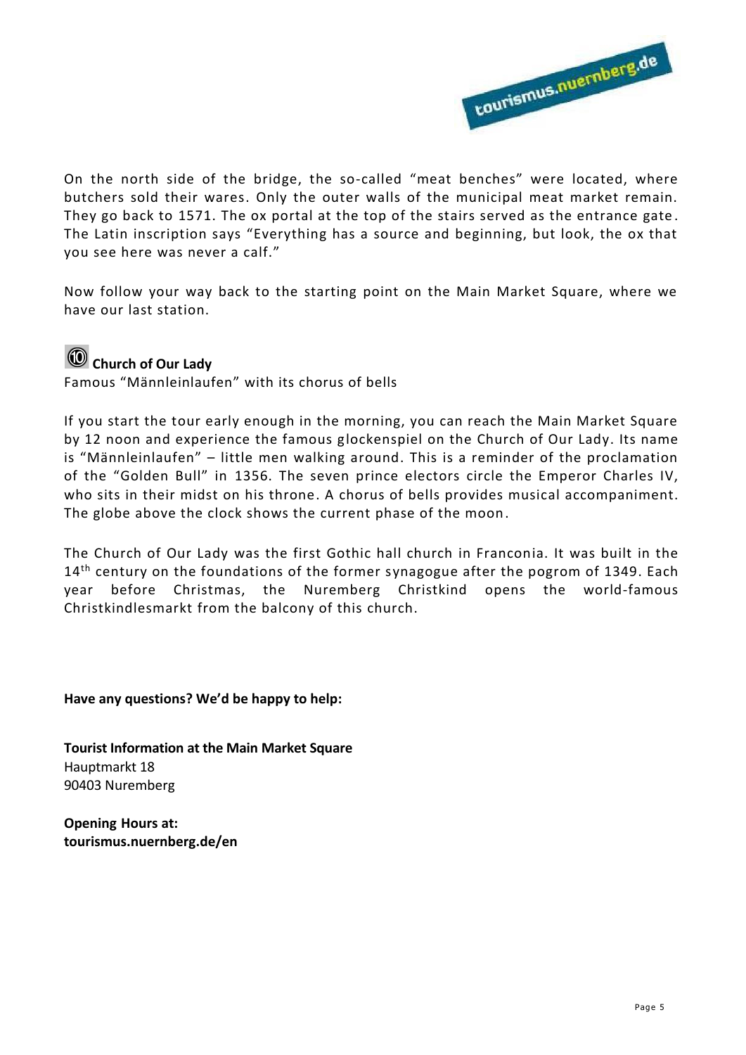On the north side of the bridge, the so-called "meat benches" were located, where butchers sold their wares. Only the outer walls of the municipal meat market remain. They go back to 1571. The ox portal at the top of the stairs served as the entrance gate. The Latin inscription says "Everything has a source and beginning, but look, the ox that you see here was never a calf."

Now follow your way back to the starting point on the Main Market Square, where we have our last station.

### ⑩ Church of Our Lady

Famous "Männleinlaufen" with its chorus of bells

If you start the tour early enough in the morning, you can reach the Main Market Square by 12 noon and experience the famous glockenspiel on the Church of Our Lady. Its name is "Männleinlaufen" – little men walking around. This is a reminder of the proclamation of the "Golden Bull" in 1356. The seven prince electors circle the Emperor Charles IV, who sits in their midst on his throne. A chorus of bells provides musical accompaniment. The globe above the clock shows the current phase of the moon.

The Church of Our Lady was the first Gothic hall church in Franconia. It was built in the 14th century on the foundations of the former synagogue after the pogrom of 1349. Each year before Christmas, the Nuremberg Christkind opens the world-famous Christkindlesmarkt from the balcony of this church.

**Have any questions? We'd be happy to help:**

**Tourist Information at the Main Market Square**
Hauptmarkt 18
90403 Nuremberg

**Opening Hours at:**
**tourismus.nuernberg.de/en**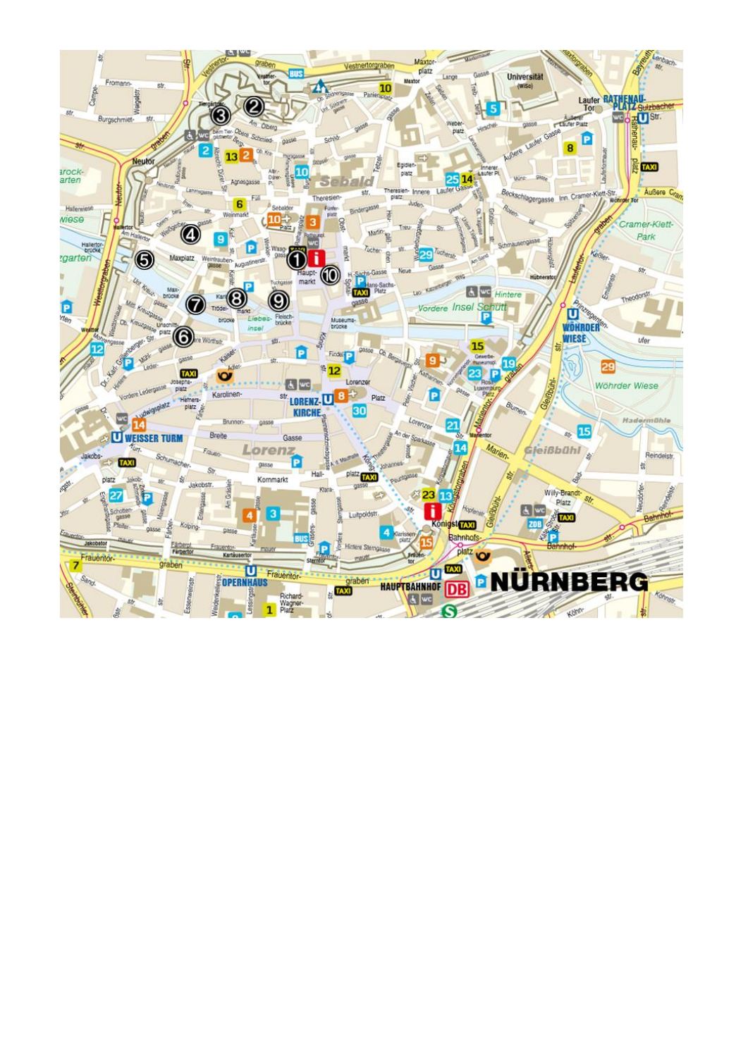NÜRNBERG